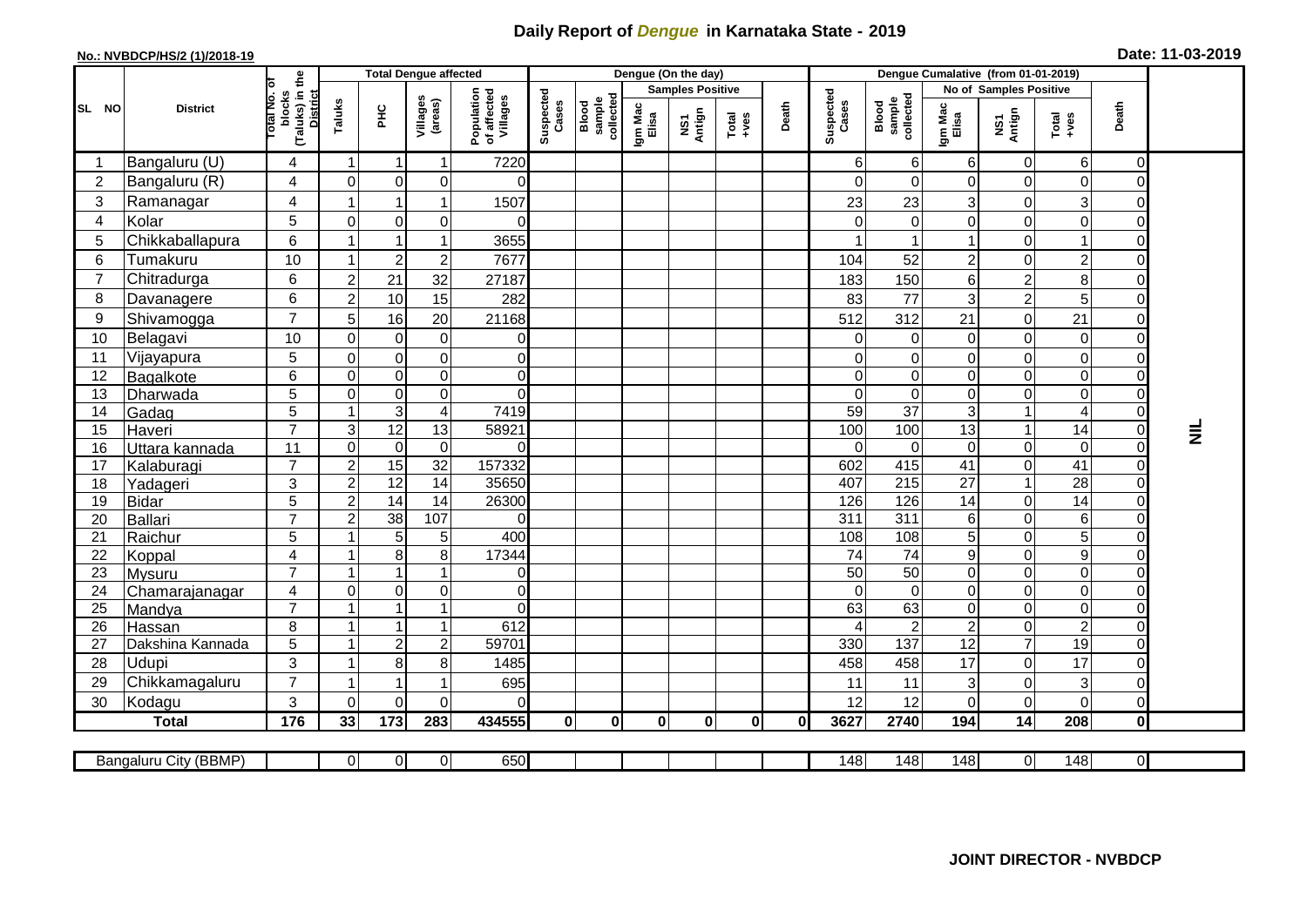# Daily Report of *Dengue* in Karnataka State - 2019

**No.: NVBDCP/HS/2 (1)/2018-19**

**Date: 11-03-2019**

| SL NO | District | Total No. of blocks (Taluks) in the District | Total Dengue affected | | | | Dengue (On the day) | | | | | | | Dengue Cumalative (from 01-01-2019) | | | | | | | |
|---|---|---|---|---|---|---|---|---|---|---|---|---|---|---|---|---|---|---|---|---|
| | | | Taluks | PHC | Villages (areas) | Population of affected Villages | Suspected Cases | Blood sample collected | Samples Positive | | | Death | Suspected Cases | Blood sample collected | No of Samples Positive | | | Death | |
| | | | | | | | | | Igm Mac Elisa | NS1 Antign | Total +ves | | | | Igm Mac Elisa | NS1 Antign | Total +ves | | |
| 1 | Bangaluru (U) | 4 | 1 | 1 | 1 | 7220 | | | | | | | 6 | 6 | 6 | 0 | 6 | 0 | NIL |
| 2 | Bangaluru (R) | 4 | 0 | 0 | 0 | 0 | | | | | | | 0 | 0 | 0 | 0 | 0 | 0 | |
| 3 | Ramanagar | 4 | 1 | 1 | 1 | 1507 | | | | | | | 23 | 23 | 3 | 0 | 3 | 0 | |
| 4 | Kolar | 5 | 0 | 0 | 0 | 0 | | | | | | | 0 | 0 | 0 | 0 | 0 | 0 | |
| 5 | Chikkaballapura | 6 | 1 | 1 | 1 | 3655 | | | | | | | 1 | 1 | 1 | 0 | 1 | 0 | |
| 6 | Tumakuru | 10 | 1 | 2 | 2 | 7677 | | | | | | | 104 | 52 | 2 | 0 | 2 | 0 | |
| 7 | Chitradurga | 6 | 2 | 21 | 32 | 27187 | | | | | | | 183 | 150 | 6 | 2 | 8 | 0 | |
| 8 | Davanagere | 6 | 2 | 10 | 15 | 282 | | | | | | | 83 | 77 | 3 | 2 | 5 | 0 | |
| 9 | Shivamogga | 7 | 5 | 16 | 20 | 21168 | | | | | | | 512 | 312 | 21 | 0 | 21 | 0 | |
| 10 | Belagavi | 10 | 0 | 0 | 0 | 0 | | | | | | | 0 | 0 | 0 | 0 | 0 | 0 | |
| 11 | Vijayapura | 5 | 0 | 0 | 0 | 0 | | | | | | | 0 | 0 | 0 | 0 | 0 | 0 | |
| 12 | Bagalkote | 6 | 0 | 0 | 0 | 0 | | | | | | | 0 | 0 | 0 | 0 | 0 | 0 | |
| 13 | Dharwada | 5 | 0 | 0 | 0 | 0 | | | | | | | 0 | 0 | 0 | 0 | 0 | 0 | |
| 14 | Gadag | 5 | 1 | 3 | 4 | 7419 | | | | | | | 59 | 37 | 3 | 1 | 4 | 0 | |
| 15 | Haveri | 7 | 3 | 12 | 13 | 58921 | | | | | | | 100 | 100 | 13 | 1 | 14 | 0 | |
| 16 | Uttara kannada | 11 | 0 | 0 | 0 | 0 | | | | | | | 0 | 0 | 0 | 0 | 0 | 0 | |
| 17 | Kalaburagi | 7 | 2 | 15 | 32 | 157332 | | | | | | | 602 | 415 | 41 | 0 | 41 | 0 | |
| 18 | Yadageri | 3 | 2 | 12 | 14 | 35650 | | | | | | | 407 | 215 | 27 | 1 | 28 | 0 | |
| 19 | Bidar | 5 | 2 | 14 | 14 | 26300 | | | | | | | 126 | 126 | 14 | 0 | 14 | 0 | |
| 20 | Ballari | 7 | 2 | 38 | 107 | 0 | | | | | | | 311 | 311 | 6 | 0 | 6 | 0 | |
| 21 | Raichur | 5 | 1 | 5 | 5 | 400 | | | | | | | 108 | 108 | 5 | 0 | 5 | 0 | |
| 22 | Koppal | 4 | 1 | 8 | 8 | 17344 | | | | | | | 74 | 74 | 9 | 0 | 9 | 0 | |
| 23 | Mysuru | 7 | 1 | 1 | 1 | 0 | | | | | | | 50 | 50 | 0 | 0 | 0 | 0 | |
| 24 | Chamarajanagar | 4 | 0 | 0 | 0 | 0 | | | | | | | 0 | 0 | 0 | 0 | 0 | 0 | |
| 25 | Mandya | 7 | 1 | 1 | 1 | 0 | | | | | | | 63 | 63 | 0 | 0 | 0 | 0 | |
| 26 | Hassan | 8 | 1 | 1 | 1 | 612 | | | | | | | 4 | 2 | 2 | 0 | 2 | 0 | |
| 27 | Dakshina Kannada | 5 | 1 | 2 | 2 | 59701 | | | | | | | 330 | 137 | 12 | 7 | 19 | 0 | |
| 28 | Udupi | 3 | 1 | 8 | 8 | 1485 | | | | | | | 458 | 458 | 17 | 0 | 17 | 0 | |
| 29 | Chikkamagaluru | 7 | 1 | 1 | 1 | 695 | | | | | | | 11 | 11 | 3 | 0 | 3 | 0 | |
| 30 | Kodagu | 3 | 0 | 0 | 0 | 0 | | | | | | | 12 | 12 | 0 | 0 | 0 | 0 | |
| | **Total** | **176** | **33** | **173** | **283** | **434555** | **0** | **0** | **0** | **0** | **0** | **0** | **3627** | **2740** | **194** | **14** | **208** | **0** | |

| Bangaluru City (BBMP) | | 0 | 0 | 0 | 650 | | | | | | | 148 | 148 | 148 | 0 | 148 | 0 | |
|---|---|---|---|---|---|---|---|---|---|---|---|---|---|---|---|---|---|---|

**JOINT DIRECTOR - NVBDCP**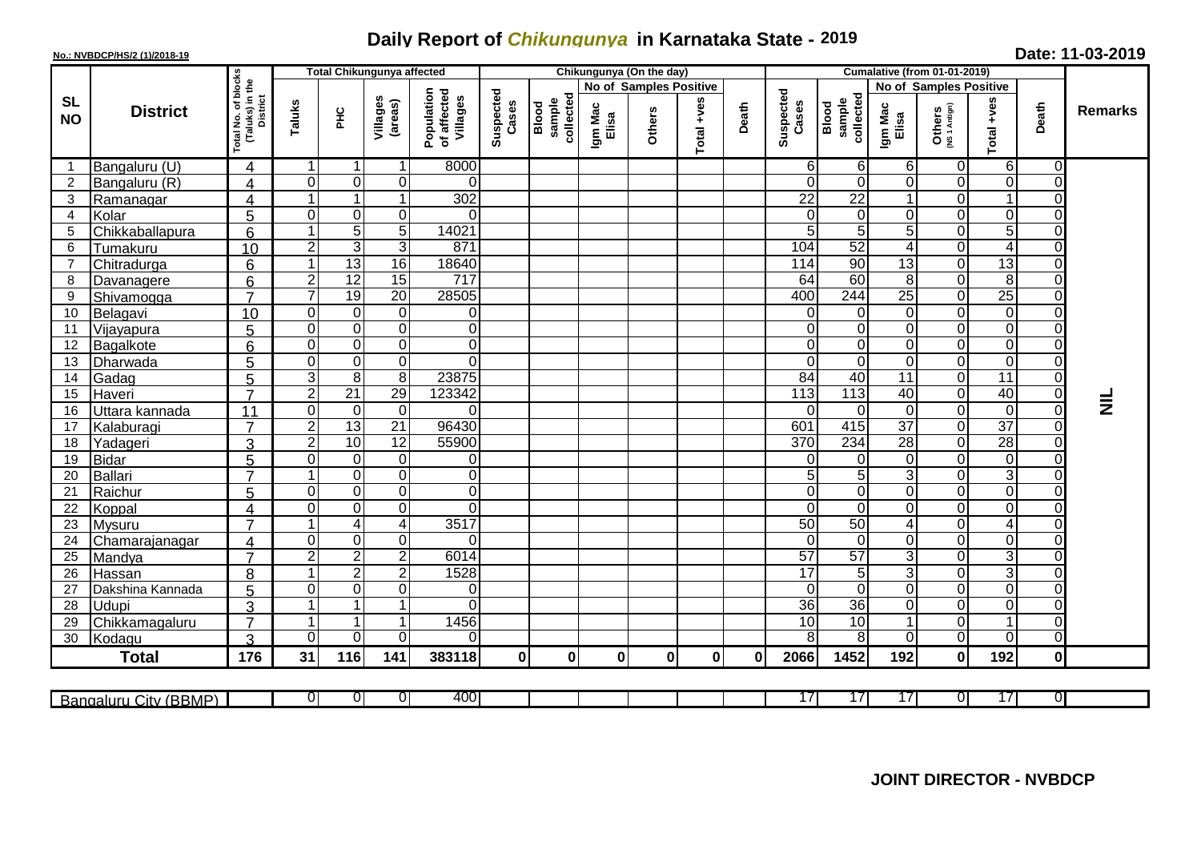# Daily Report of *Chikungunya* in Karnataka State - 2019

**No.: NVBDCP/HS/2 (1)/2018-19**

**Date: 11-03-2019**

| SL NO | District | Total No. of blocks (Taluks) in the District | Total Chikungunya affected | | | | Chikungunya (On the day) | | | | | | | Cumalative (from 01-01-2019) | | | | | | | Remarks |
|---|---|---|---|---|---|---|---|---|---|---|---|---|---|---|---|---|---|---|---|---|---|
| | | | Taluks | PHC | Villages (areas) | Population of affected Villages | Suspected Cases | Blood sample collected | No of Samples Positive | | | | Death | Suspected Cases | Blood sample collected | No of Samples Positive | | | | Death | |
| | | | | | | | | | Igm Mac Elisa | Others | Total +ves | | | | | Igm Mac Elisa | Others (NS 1 Antign) | Total +ves | | | |
| 1 | Bangaluru (U) | 4 | 1 | 1 | 1 | 8000 | | | | | | | | 6 | 6 | 6 | 0 | 6 | 0 | NIL |
| 2 | Bangaluru (R) | 4 | 0 | 0 | 0 | 0 | | | | | | | | 0 | 0 | 0 | 0 | 0 | 0 | |
| 3 | Ramanagar | 4 | 1 | 1 | 1 | 302 | | | | | | | | 22 | 22 | 1 | 0 | 1 | 0 | |
| 4 | Kolar | 5 | 0 | 0 | 0 | 0 | | | | | | | | 0 | 0 | 0 | 0 | 0 | 0 | |
| 5 | Chikkaballapura | 6 | 1 | 5 | 5 | 14021 | | | | | | | | 5 | 5 | 5 | 0 | 5 | 0 | |
| 6 | Tumakuru | 10 | 2 | 3 | 3 | 871 | | | | | | | | 104 | 52 | 4 | 0 | 4 | 0 | |
| 7 | Chitradurga | 6 | 1 | 13 | 16 | 18640 | | | | | | | | 114 | 90 | 13 | 0 | 13 | 0 | |
| 8 | Davanagere | 6 | 2 | 12 | 15 | 717 | | | | | | | | 64 | 60 | 8 | 0 | 8 | 0 | |
| 9 | Shivamogga | 7 | 7 | 19 | 20 | 28505 | | | | | | | | 400 | 244 | 25 | 0 | 25 | 0 | |
| 10 | Belagavi | 10 | 0 | 0 | 0 | 0 | | | | | | | | 0 | 0 | 0 | 0 | 0 | 0 | |
| 11 | Vijayapura | 5 | 0 | 0 | 0 | 0 | | | | | | | | 0 | 0 | 0 | 0 | 0 | 0 | |
| 12 | Bagalkote | 6 | 0 | 0 | 0 | 0 | | | | | | | | 0 | 0 | 0 | 0 | 0 | 0 | |
| 13 | Dharwada | 5 | 0 | 0 | 0 | 0 | | | | | | | | 0 | 0 | 0 | 0 | 0 | 0 | |
| 14 | Gadag | 5 | 3 | 8 | 8 | 23875 | | | | | | | | 84 | 40 | 11 | 0 | 11 | 0 | |
| 15 | Haveri | 7 | 2 | 21 | 29 | 123342 | | | | | | | | 113 | 113 | 40 | 0 | 40 | 0 | |
| 16 | Uttara kannada | 11 | 0 | 0 | 0 | 0 | | | | | | | | 0 | 0 | 0 | 0 | 0 | 0 | |
| 17 | Kalaburagi | 7 | 2 | 13 | 21 | 96430 | | | | | | | | 601 | 415 | 37 | 0 | 37 | 0 | |
| 18 | Yadageri | 3 | 2 | 10 | 12 | 55900 | | | | | | | | 370 | 234 | 28 | 0 | 28 | 0 | |
| 19 | Bidar | 5 | 0 | 0 | 0 | 0 | | | | | | | | 0 | 0 | 0 | 0 | 0 | 0 | |
| 20 | Ballari | 7 | 1 | 0 | 0 | 0 | | | | | | | | 5 | 5 | 3 | 0 | 3 | 0 | |
| 21 | Raichur | 5 | 0 | 0 | 0 | 0 | | | | | | | | 0 | 0 | 0 | 0 | 0 | 0 | |
| 22 | Koppal | 4 | 0 | 0 | 0 | 0 | | | | | | | | 0 | 0 | 0 | 0 | 0 | 0 | |
| 23 | Mysuru | 7 | 1 | 4 | 4 | 3517 | | | | | | | | 50 | 50 | 4 | 0 | 4 | 0 | |
| 24 | Chamarajanagar | 4 | 0 | 0 | 0 | 0 | | | | | | | | 0 | 0 | 0 | 0 | 0 | 0 | |
| 25 | Mandya | 7 | 2 | 2 | 2 | 6014 | | | | | | | | 57 | 57 | 3 | 0 | 3 | 0 | |
| 26 | Hassan | 8 | 1 | 2 | 2 | 1528 | | | | | | | | 17 | 5 | 3 | 0 | 3 | 0 | |
| 27 | Dakshina Kannada | 5 | 0 | 0 | 0 | 0 | | | | | | | | 0 | 0 | 0 | 0 | 0 | 0 | |
| 28 | Udupi | 3 | 1 | 1 | 1 | 0 | | | | | | | | 36 | 36 | 0 | 0 | 0 | 0 | |
| 29 | Chikkamagaluru | 7 | 1 | 1 | 1 | 1456 | | | | | | | | 10 | 10 | 1 | 0 | 1 | 0 | |
| 30 | Kodagu | 3 | 0 | 0 | 0 | 0 | | | | | | | | 8 | 8 | 0 | 0 | 0 | 0 | |
| | **Total** | **176** | **31** | **116** | **141** | **383118** | **0** | **0** | **0** | **0** | **0** | **0** | | **2066** | **1452** | **192** | **0** | **192** | **0** | |

| | | | | | | | | | | | | | | | | | | | |
|---|---|---|---|---|---|---|---|---|---|---|---|---|---|---|---|---|---|---|---|
| Bangaluru City (BBMP) | | 0 | 0 | 0 | 400 | | | | | | | 17 | 17 | 17 | 0 | 17 | 0 | | |

**JOINT DIRECTOR - NVBDCP**